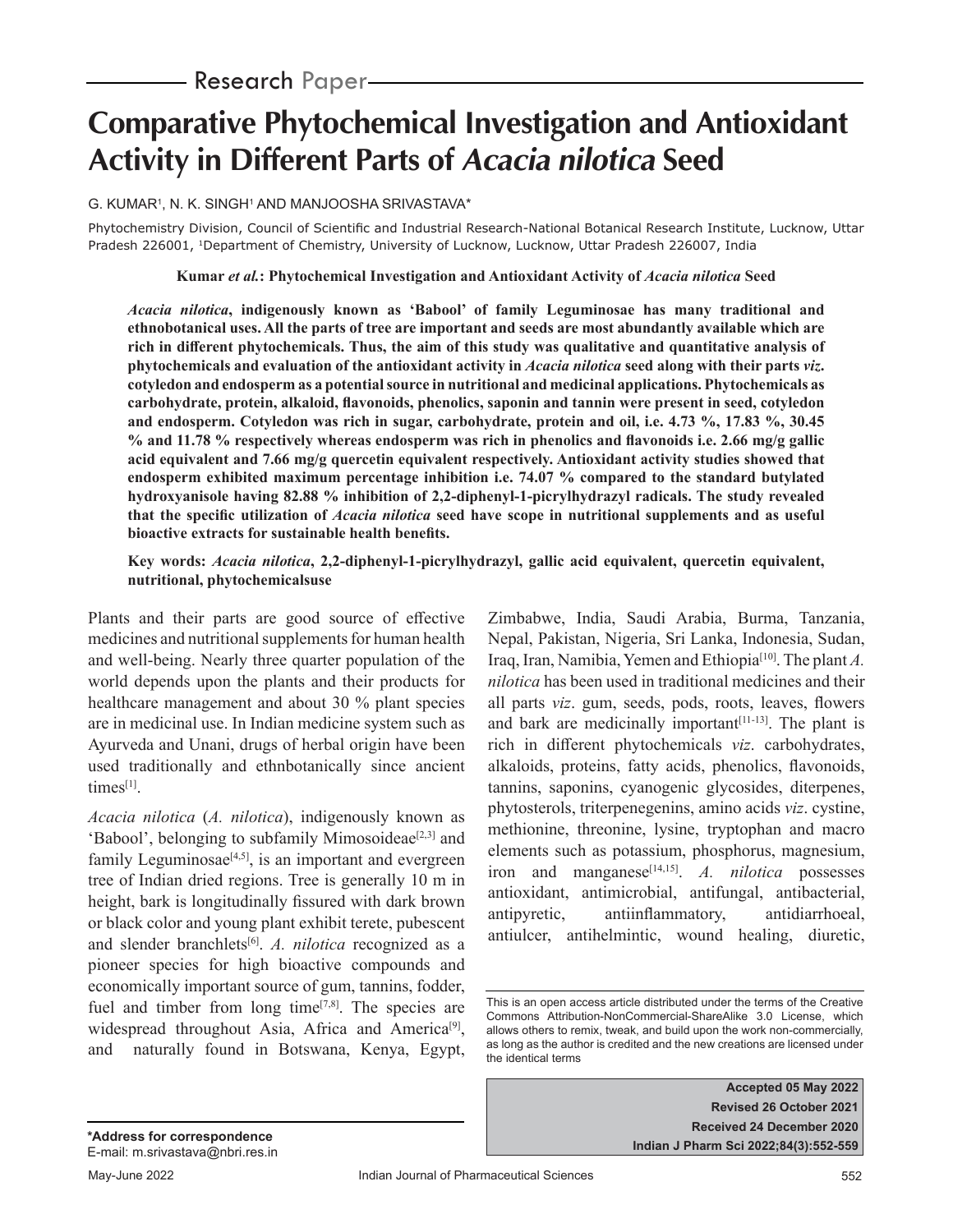Research Paper

# Comparative Phytochemical Investigation and Antioxidant Activity in Different Parts of *Acacia nilotica* Seed

G. KUMAR[1], N. K. SINGH[1] AND MANJOOSHA SRIVASTAVA*

Phytochemistry Division, Council of Scientific and Industrial Research-National Botanical Research Institute, Lucknow, Uttar Pradesh 226001, [1]Department of Chemistry, University of Lucknow, Lucknow, Uttar Pradesh 226007, India

**Kumar *et al.*: Phytochemical Investigation and Antioxidant Activity of *Acacia nilotica* Seed**

***Acacia nilotica*, indigenously known as 'Babool' of family Leguminosae has many traditional and ethnobotanical uses. All the parts of tree are important and seeds are most abundantly available which are rich in different phytochemicals. Thus, the aim of this study was qualitative and quantitative analysis of phytochemicals and evaluation of the antioxidant activity in *Acacia nilotica* seed along with their parts *viz.* cotyledon and endosperm as a potential source in nutritional and medicinal applications. Phytochemicals as carbohydrate, protein, alkaloid, flavonoids, phenolics, saponin and tannin were present in seed, cotyledon and endosperm. Cotyledon was rich in sugar, carbohydrate, protein and oil, i.e. 4.73 %, 17.83 %, 30.45 % and 11.78 % respectively whereas endosperm was rich in phenolics and flavonoids i.e. 2.66 mg/g gallic acid equivalent and 7.66 mg/g quercetin equivalent respectively. Antioxidant activity studies showed that endosperm exhibited maximum percentage inhibition i.e. 74.07 % compared to the standard butylated hydroxyanisole having 82.88 % inhibition of 2,2-diphenyl-1-picrylhydrazyl radicals. The study revealed that the specific utilization of *Acacia nilotica* seed have scope in nutritional supplements and as useful bioactive extracts for sustainable health benefits.**

**Key words: *Acacia nilotica*, 2,2-diphenyl-1-picrylhydrazyl, gallic acid equivalent, quercetin equivalent, nutritional, phytochemicalsuse**

Plants and their parts are good source of effective medicines and nutritional supplements for human health and well-being. Nearly three quarter population of the world depends upon the plants and their products for healthcare management and about 30 % plant species are in medicinal use. In Indian medicine system such as Ayurveda and Unani, drugs of herbal origin have been used traditionally and ethnbotanically since ancient times[1].

*Acacia nilotica* (*A. nilotica*), indigenously known as 'Babool', belonging to subfamily Mimosoideae[2,3] and family Leguminosae[4,5], is an important and evergreen tree of Indian dried regions. Tree is generally 10 m in height, bark is longitudinally fissured with dark brown or black color and young plant exhibit terete, pubescent and slender branchlets[6]. *A. nilotica* recognized as a pioneer species for high bioactive compounds and economically important source of gum, tannins, fodder, fuel and timber from long time[7,8]. The species are widespread throughout Asia, Africa and America[9], and naturally found in Botswana, Kenya, Egypt, Zimbabwe, India, Saudi Arabia, Burma, Tanzania, Nepal, Pakistan, Nigeria, Sri Lanka, Indonesia, Sudan, Iraq, Iran, Namibia, Yemen and Ethiopia[10]. The plant *A. nilotica* has been used in traditional medicines and their all parts *viz*. gum, seeds, pods, roots, leaves, flowers and bark are medicinally important[11-13]. The plant is rich in different phytochemicals *viz*. carbohydrates, alkaloids, proteins, fatty acids, phenolics, flavonoids, tannins, saponins, cyanogenic glycosides, diterpenes, phytosterols, triterpenegenins, amino acids *viz*. cystine, methionine, threonine, lysine, tryptophan and macro elements such as potassium, phosphorus, magnesium, iron and manganese[14,15]. *A. nilotica* possesses antioxidant, antimicrobial, antifungal, antibacterial, antipyretic, antiinflammatory, antidiarrhoeal, antiulcer, antihelmintic, wound healing, diuretic,

This is an open access article distributed under the terms of the Creative Commons Attribution-NonCommercial-ShareAlike 3.0 License, which allows others to remix, tweak, and build upon the work non-commercially, as long as the author is credited and the new creations are licensed under the identical terms

**Accepted 05 May 2022**
**Revised 26 October 2021**
**Received 24 December 2020**
**Indian J Pharm Sci 2022;84(3):552-559**

***Address for correspondence**
E-mail: m.srivastava@nbri.res.in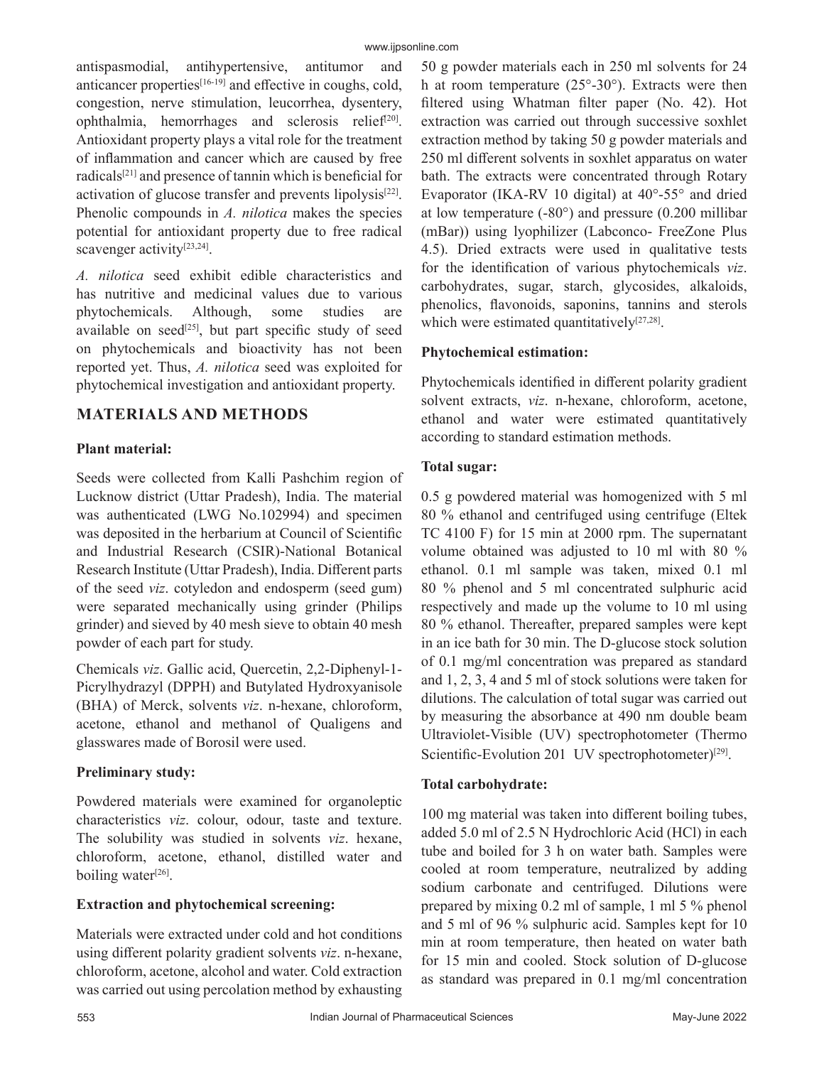antispasmodial, antihypertensive, antitumor and anticancer properties[16-19] and effective in coughs, cold, congestion, nerve stimulation, leucorrhea, dysentery, ophthalmia, hemorrhages and sclerosis relief[20]. Antioxidant property plays a vital role for the treatment of inflammation and cancer which are caused by free radicals[21] and presence of tannin which is beneficial for activation of glucose transfer and prevents lipolysis[22]. Phenolic compounds in *A. nilotica* makes the species potential for antioxidant property due to free radical scavenger activity[23,24].

*A. nilotica* seed exhibit edible characteristics and has nutritive and medicinal values due to various phytochemicals. Although, some studies are available on seed[25], but part specific study of seed on phytochemicals and bioactivity has not been reported yet. Thus, *A. nilotica* seed was exploited for phytochemical investigation and antioxidant property.

## MATERIALS AND METHODS

### Plant material:

Seeds were collected from Kalli Pashchim region of Lucknow district (Uttar Pradesh), India. The material was authenticated (LWG No.102994) and specimen was deposited in the herbarium at Council of Scientific and Industrial Research (CSIR)-National Botanical Research Institute (Uttar Pradesh), India. Different parts of the seed *viz*. cotyledon and endosperm (seed gum) were separated mechanically using grinder (Philips grinder) and sieved by 40 mesh sieve to obtain 40 mesh powder of each part for study.

Chemicals *viz*. Gallic acid, Quercetin, 2,2-Diphenyl-1-Picrylhydrazyl (DPPH) and Butylated Hydroxyanisole (BHA) of Merck, solvents *viz*. n-hexane, chloroform, acetone, ethanol and methanol of Qualigens and glasswares made of Borosil were used.

### Preliminary study:

Powdered materials were examined for organoleptic characteristics *viz*. colour, odour, taste and texture. The solubility was studied in solvents *viz*. hexane, chloroform, acetone, ethanol, distilled water and boiling water[26].

### Extraction and phytochemical screening:

Materials were extracted under cold and hot conditions using different polarity gradient solvents *viz*. n-hexane, chloroform, acetone, alcohol and water. Cold extraction was carried out using percolation method by exhausting 50 g powder materials each in 250 ml solvents for 24 h at room temperature (25°-30°). Extracts were then filtered using Whatman filter paper (No. 42). Hot extraction was carried out through successive soxhlet extraction method by taking 50 g powder materials and 250 ml different solvents in soxhlet apparatus on water bath. The extracts were concentrated through Rotary Evaporator (IKA-RV 10 digital) at 40°-55° and dried at low temperature (-80°) and pressure (0.200 millibar (mBar)) using lyophilizer (Labconco- FreeZone Plus 4.5). Dried extracts were used in qualitative tests for the identification of various phytochemicals *viz*. carbohydrates, sugar, starch, glycosides, alkaloids, phenolics, flavonoids, saponins, tannins and sterols which were estimated quantitatively[27,28].

### Phytochemical estimation:

Phytochemicals identified in different polarity gradient solvent extracts, *viz*. n-hexane, chloroform, acetone, ethanol and water were estimated quantitatively according to standard estimation methods.

### Total sugar:

0.5 g powdered material was homogenized with 5 ml 80 % ethanol and centrifuged using centrifuge (Eltek TC 4100 F) for 15 min at 2000 rpm. The supernatant volume obtained was adjusted to 10 ml with 80 % ethanol. 0.1 ml sample was taken, mixed 0.1 ml 80 % phenol and 5 ml concentrated sulphuric acid respectively and made up the volume to 10 ml using 80 % ethanol. Thereafter, prepared samples were kept in an ice bath for 30 min. The D-glucose stock solution of 0.1 mg/ml concentration was prepared as standard and 1, 2, 3, 4 and 5 ml of stock solutions were taken for dilutions. The calculation of total sugar was carried out by measuring the absorbance at 490 nm double beam Ultraviolet-Visible (UV) spectrophotometer (Thermo Scientific-Evolution 201 UV spectrophotometer)[29].

### Total carbohydrate:

100 mg material was taken into different boiling tubes, added 5.0 ml of 2.5 N Hydrochloric Acid (HCl) in each tube and boiled for 3 h on water bath. Samples were cooled at room temperature, neutralized by adding sodium carbonate and centrifuged. Dilutions were prepared by mixing 0.2 ml of sample, 1 ml 5 % phenol and 5 ml of 96 % sulphuric acid. Samples kept for 10 min at room temperature, then heated on water bath for 15 min and cooled. Stock solution of D-glucose as standard was prepared in 0.1 mg/ml concentration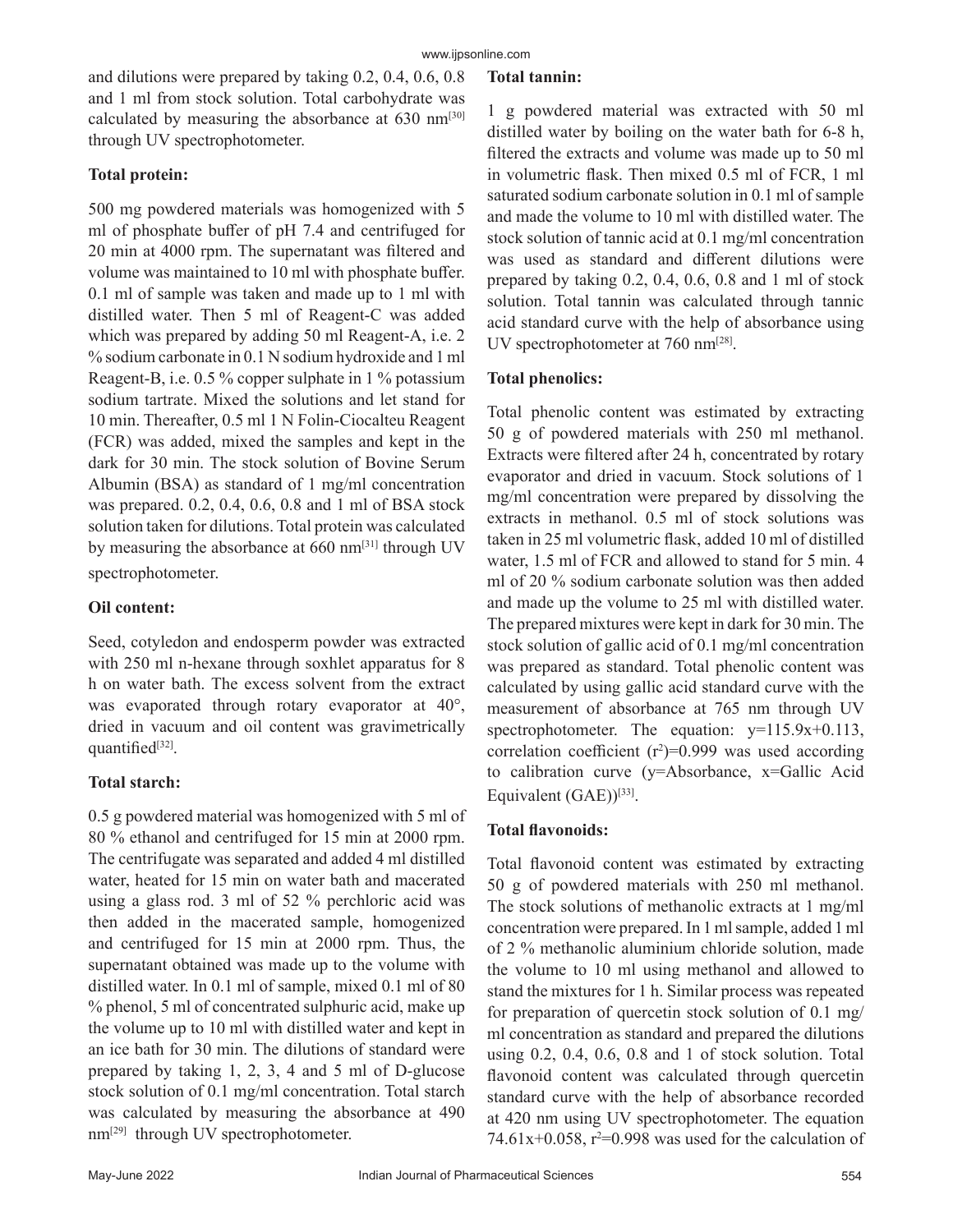and dilutions were prepared by taking 0.2, 0.4, 0.6, 0.8 and 1 ml from stock solution. Total carbohydrate was calculated by measuring the absorbance at 630 nm[30] through UV spectrophotometer.

**Total protein:**

500 mg powdered materials was homogenized with 5 ml of phosphate buffer of pH 7.4 and centrifuged for 20 min at 4000 rpm. The supernatant was filtered and volume was maintained to 10 ml with phosphate buffer. 0.1 ml of sample was taken and made up to 1 ml with distilled water. Then 5 ml of Reagent-C was added which was prepared by adding 50 ml Reagent-A, i.e. 2 % sodium carbonate in 0.1 N sodium hydroxide and 1 ml Reagent-B, i.e. 0.5 % copper sulphate in 1 % potassium sodium tartrate. Mixed the solutions and let stand for 10 min. Thereafter, 0.5ml 1 N Folin-Ciocalteu Reagent (FCR) was added, mixed the samples and kept in the dark for 30 min. The stock solution of Bovine Serum Albumin (BSA) as standard of 1 mg/ml concentration was prepared. 0.2, 0.4, 0.6, 0.8 and 1 ml of BSA stock solution taken for dilutions. Total protein was calculated by measuring the absorbance at 660 nm[31] through UV spectrophotometer.

**Oil content:**

Seed, cotyledon and endosperm powder was extracted with 250 ml n-hexane through soxhlet apparatus for 8 h on water bath. The excess solvent from the extract was evaporated through rotary evaporator at 40°, dried in vacuum and oil content was gravimetrically quantified[32].

**Total starch:**

0.5 g powdered material was homogenized with 5 ml of 80 % ethanol and centrifuged for 15 min at 2000 rpm. The centrifugate was separated and added 4 ml distilled water, heated for 15 min on water bath and macerated using a glass rod. 3 ml of 52 % perchloric acid was then added in the macerated sample, homogenized and centrifuged for 15 min at 2000 rpm. Thus, the supernatant obtained was made up to the volume with distilled water. In 0.1 ml of sample, mixed 0.1 ml of 80 % phenol, 5 ml of concentrated sulphuric acid, make up the volume up to 10 ml with distilled water and kept in an ice bath for 30 min. The dilutions of standard were prepared by taking 1, 2, 3, 4 and 5 ml of D-glucose stock solution of 0.1 mg/ml concentration. Total starch was calculated by measuring the absorbance at 490 nm[29] through UV spectrophotometer.

**Total tannin:**

1 g powdered material was extracted with 50 ml distilled water by boiling on the water bath for 6-8 h, filtered the extracts and volume was made up to 50 ml in volumetric flask. Then mixed 0.5 ml of FCR, 1 ml saturated sodium carbonate solution in 0.1 ml of sample and made the volume to 10 ml with distilled water. The stock solution of tannic acid at 0.1 mg/ml concentration was used as standard and different dilutions were prepared by taking 0.2, 0.4, 0.6, 0.8 and 1 ml of stock solution. Total tannin was calculated through tannic acid standard curve with the help of absorbance using UV spectrophotometer at 760 nm[28].

**Total phenolics:**

Total phenolic content was estimated by extracting 50 g of powdered materials with 250 ml methanol. Extracts were filtered after 24 h, concentrated by rotary evaporator and dried in vacuum. Stock solutions of 1 mg/ml concentration were prepared by dissolving the extracts in methanol. 0.5 ml of stock solutions was taken in 25 ml volumetric flask, added 10 ml of distilled water, 1.5 ml of FCR and allowed to stand for 5 min. 4 ml of 20 % sodium carbonate solution was then added and made up the volume to 25 ml with distilled water. The prepared mixtures were kept in dark for 30 min. The stock solution of gallic acid of 0.1 mg/ml concentration was prepared as standard. Total phenolic content was calculated by using gallic acid standard curve with the measurement of absorbance at 765 nm through UV spectrophotometer. The equation: $y=115.9x+0.113$, correlation coefficient ($r^2$)=0.999 was used according to calibration curve (y=Absorbance, x=Gallic Acid Equivalent (GAE))[33].

**Total flavonoids:**

Total flavonoid content was estimated by extracting 50 g of powdered materials with 250 ml methanol. The stock solutions of methanolic extracts at 1 mg/ml concentration were prepared. In 1 ml sample, added 1 ml of 2 % methanolic aluminium chloride solution, made the volume to 10 ml using methanol and allowed to stand the mixtures for 1 h. Similar process was repeated for preparation of quercetin stock solution of 0.1 mg/ml concentration as standard and prepared the dilutions using 0.2, 0.4, 0.6, 0.8 and 1 of stock solution. Total flavonoid content was calculated through quercetin standard curve with the help of absorbance recorded at 420 nm using UV spectrophotometer. The equation $74.61x+0.058$, $r^2$=0.998 was used for the calculation of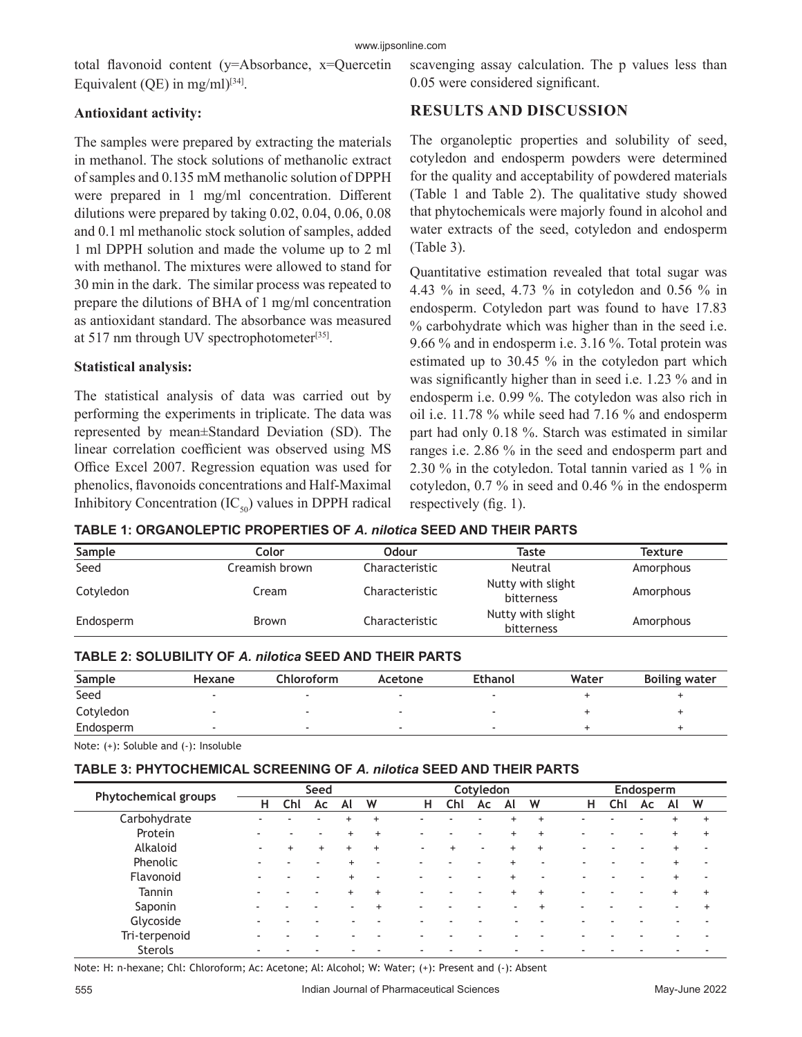total flavonoid content (y=Absorbance, x=Quercetin Equivalent (QE) in mg/ml)[34].

### Antioxidant activity:

The samples were prepared by extracting the materials in methanol. The stock solutions of methanolic extract of samples and 0.135 mM methanolic solution of DPPH were prepared in 1 mg/ml concentration. Different dilutions were prepared by taking 0.02, 0.04, 0.06, 0.08 and 0.1 ml methanolic stock solution of samples, added 1 ml DPPH solution and made the volume up to 2 ml with methanol. The mixtures were allowed to stand for 30 min in the dark. The similar process was repeated to prepare the dilutions of BHA of 1 mg/ml concentration as antioxidant standard. The absorbance was measured at 517 nm through UV spectrophotometer[35].

### Statistical analysis:

The statistical analysis of data was carried out by performing the experiments in triplicate. The data was represented by mean±Standard Deviation (SD). The linear correlation coefficient was observed using MS Office Excel 2007. Regression equation was used for phenolics, flavonoids concentrations and Half-Maximal Inhibitory Concentration ($IC_{50}$) values in DPPH radical scavenging assay calculation. The p values less than 0.05 were considered significant.

## RESULTS AND DISCUSSION

The organoleptic properties and solubility of seed, cotyledon and endosperm powders were determined for the quality and acceptability of powdered materials (Table 1 and Table 2). The qualitative study showed that phytochemicals were majorly found in alcohol and water extracts of the seed, cotyledon and endosperm (Table 3).

Quantitative estimation revealed that total sugar was 4.43 % in seed, 4.73 % in cotyledon and 0.56 % in endosperm. Cotyledon part was found to have 17.83 % carbohydrate which was higher than in the seed i.e. 9.66 % and in endosperm i.e. 3.16 %. Total protein was estimated up to 30.45 % in the cotyledon part which was significantly higher than in seed i.e. 1.23 % and in endosperm i.e. 0.99 %. The cotyledon was also rich in oil i.e. 11.78 % while seed had 7.16 % and endosperm part had only 0.18 %. Starch was estimated in similar ranges i.e. 2.86 % in the seed and endosperm part and 2.30 % in the cotyledon. Total tannin varied as 1 % in cotyledon, 0.7 % in seed and 0.46 % in the endosperm respectively (fig. 1).

**TABLE 1: ORGANOLEPTIC PROPERTIES OF *A. nilotica* SEED AND THEIR PARTS**

| Sample | Color | Odour | Taste | Texture |
|---|---|---|---|---|
| Seed | Creamish brown | Characteristic | Neutral | Amorphous |
| Cotyledon | Cream | Characteristic | Nutty with slight bitterness | Amorphous |
| Endosperm | Brown | Characteristic | Nutty with slight bitterness | Amorphous |

**TABLE 2: SOLUBILITY OF *A. nilotica* SEED AND THEIR PARTS**

| Sample | Hexane | Chloroform | Acetone | Ethanol | Water | Boiling water |
|---|---|---|---|---|---|---|
| Seed | - | - | - | - | + | + |
| Cotyledon | - | - | - | - | + | + |
| Endosperm | - | - | - | - | + | + |

Note: (+): Soluble and (-): Insoluble

**TABLE 3: PHYTOCHEMICAL SCREENING OF *A. nilotica* SEED AND THEIR PARTS**

| Phytochemical groups | Seed | | | | | Cotyledon | | | | | Endosperm | | | | |
|---|---|---|---|---|---|---|---|---|---|---|---|---|---|---|---|
| | H | Chl | Ac | Al | W | H | Chl | Ac | Al | W | H | Chl | Ac | Al | W |
| Carbohydrate | - | - | - | + | + | - | - | - | + | + | - | - | - | + | + |
| Protein | - | - | - | + | + | - | - | - | + | + | - | - | - | + | + |
| Alkaloid | - | + | + | + | + | - | + | - | + | + | - | - | - | + | - |
| Phenolic | - | - | - | + | - | - | - | - | + | - | - | - | - | + | - |
| Flavonoid | - | - | - | + | - | - | - | - | + | - | - | - | - | + | - |
| Tannin | - | - | - | + | + | - | - | - | + | + | - | - | - | + | + |
| Saponin | - | - | - | - | + | - | - | - | - | + | - | - | - | - | + |
| Glycoside | - | - | - | - | - | - | - | - | - | - | - | - | - | - | - |
| Tri-terpenoid | - | - | - | - | - | - | - | - | - | - | - | - | - | - | - |
| Sterols | - | - | - | - | - | - | - | - | - | - | - | - | - | - | - |

Note: H: n-hexane; Chl: Chloroform; Ac: Acetone; Al: Alcohol; W: Water; (+): Present and (-): Absent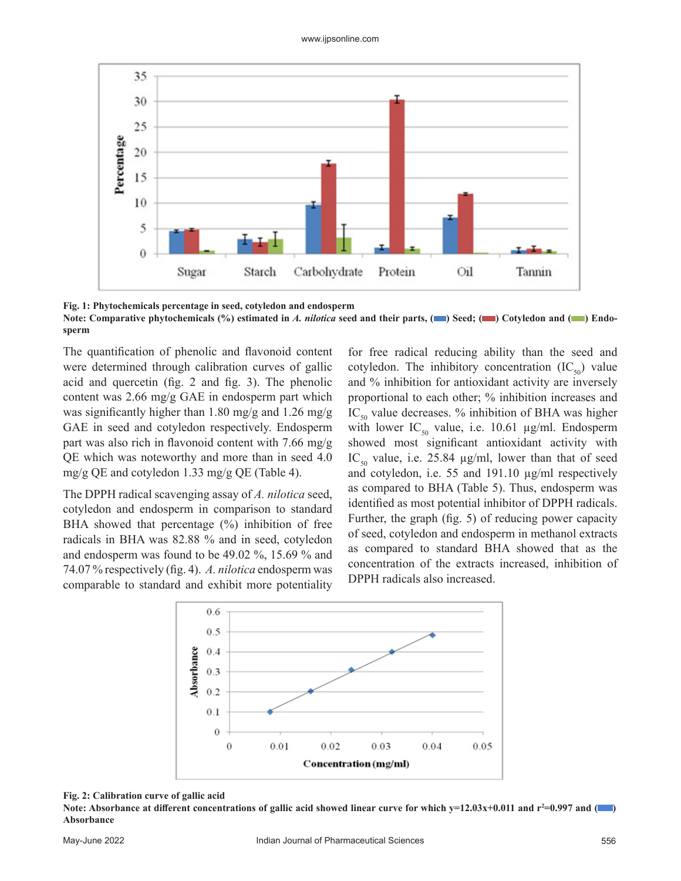**Fig. 1: Phytochemicals percentage in seed, cotyledon and endosperm**

**Note: Comparative phytochemicals (%) estimated in *A. nilotica* seed and their parts, ( ) Seed; ( ) Cotyledon and ( ) Endosperm**

The quantification of phenolic and flavonoid content were determined through calibration curves of gallic acid and quercetin (fig. 2 and fig. 3). The phenolic content was 2.66 mg/g GAE in endosperm part which was significantly higher than 1.80 mg/g and 1.26 mg/g GAE in seed and cotyledon respectively. Endosperm part was also rich in flavonoid content with 7.66 mg/g QE which was noteworthy and more than in seed 4.0 mg/g QE and cotyledon 1.33 mg/g QE (Table 4).

The DPPH radical scavenging assay of *A. nilotica* seed, cotyledon and endosperm in comparison to standard BHA showed that percentage (%) inhibition of free radicals in BHA was 82.88 % and in seed, cotyledon and endosperm was found to be 49.02 %, 15.69 % and 74.07 % respectively (fig. 4). *A. nilotica* endosperm was comparable to standard and exhibit more potentiality for free radical reducing ability than the seed and cotyledon. The inhibitory concentration ($IC_{50}$) value and % inhibition for antioxidant activity are inversely proportional to each other; % inhibition increases and $IC_{50}$ value decreases. % inhibition of BHA was higher with lower $IC_{50}$ value, i.e. 10.61 µg/ml. Endosperm showed most significant antioxidant activity with $IC_{50}$ value, i.e. 25.84 µg/ml, lower than that of seed and cotyledon, i.e. 55 and 191.10 µg/ml respectively as compared to BHA (Table 5). Thus, endosperm was identified as most potential inhibitor of DPPH radicals. Further, the graph (fig. 5) of reducing power capacity of seed, cotyledon and endosperm in methanol extracts as compared to standard BHA showed that as the concentration of the extracts increased, inhibition of DPPH radicals also increased.

**Fig. 2: Calibration curve of gallic acid**

**Note: Absorbance at different concentrations of gallic acid showed linear curve for which $y=12.03x+0.011$ and $r^2=0.997$ and ( ) Absorbance**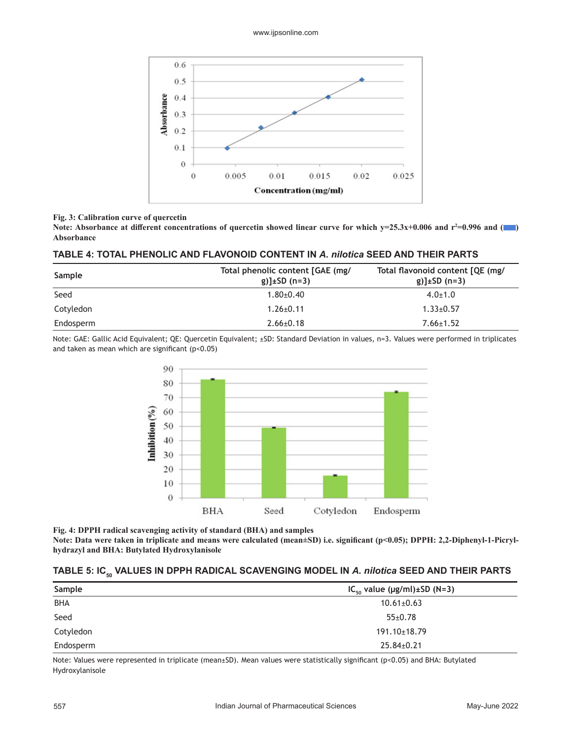**Fig. 3: Calibration curve of quercetin**

**Note: Absorbance at different concentrations of quercetin showed linear curve for which y=25.3x+0.006 and $r^2$=0.996 and ( ) Absorbance**

### TABLE 4: TOTAL PHENOLIC AND FLAVONOID CONTENT IN *A. nilotica* SEED AND THEIR PARTS

| Sample | Total phenolic content [GAE (mg/g)]±SD (n=3) | Total flavonoid content [QE (mg/g)]±SD (n=3) |
|---|---|---|
| Seed | 1.80±0.40 | 4.0±1.0 |
| Cotyledon | 1.26±0.11 | 1.33±0.57 |
| Endosperm | 2.66±0.18 | 7.66±1.52 |

Note: GAE: Gallic Acid Equivalent; QE: Quercetin Equivalent; ±SD: Standard Deviation in values, n=3. Values were performed in triplicates and taken as mean which are significant (p<0.05)

**Fig. 4: DPPH radical scavenging activity of standard (BHA) and samples**

**Note: Data were taken in triplicate and means were calculated (mean±SD) i.e. significant (p<0.05); DPPH: 2,2-Diphenyl-1-Picryl-hydrazyl and BHA: Butylated Hydroxylanisole**

### TABLE 5: $IC_{50}$ VALUES IN DPPH RADICAL SCAVENGING MODEL IN *A. nilotica* SEED AND THEIR PARTS

| Sample | $IC_{50}$ value (μg/ml)±SD (N=3) |
|---|---|
| BHA | 10.61±0.63 |
| Seed | 55±0.78 |
| Cotyledon | 191.10±18.79 |
| Endosperm | 25.84±0.21 |

Note: Values were represented in triplicate (mean±SD). Mean values were statistically significant (p<0.05) and BHA: Butylated Hydroxylanisole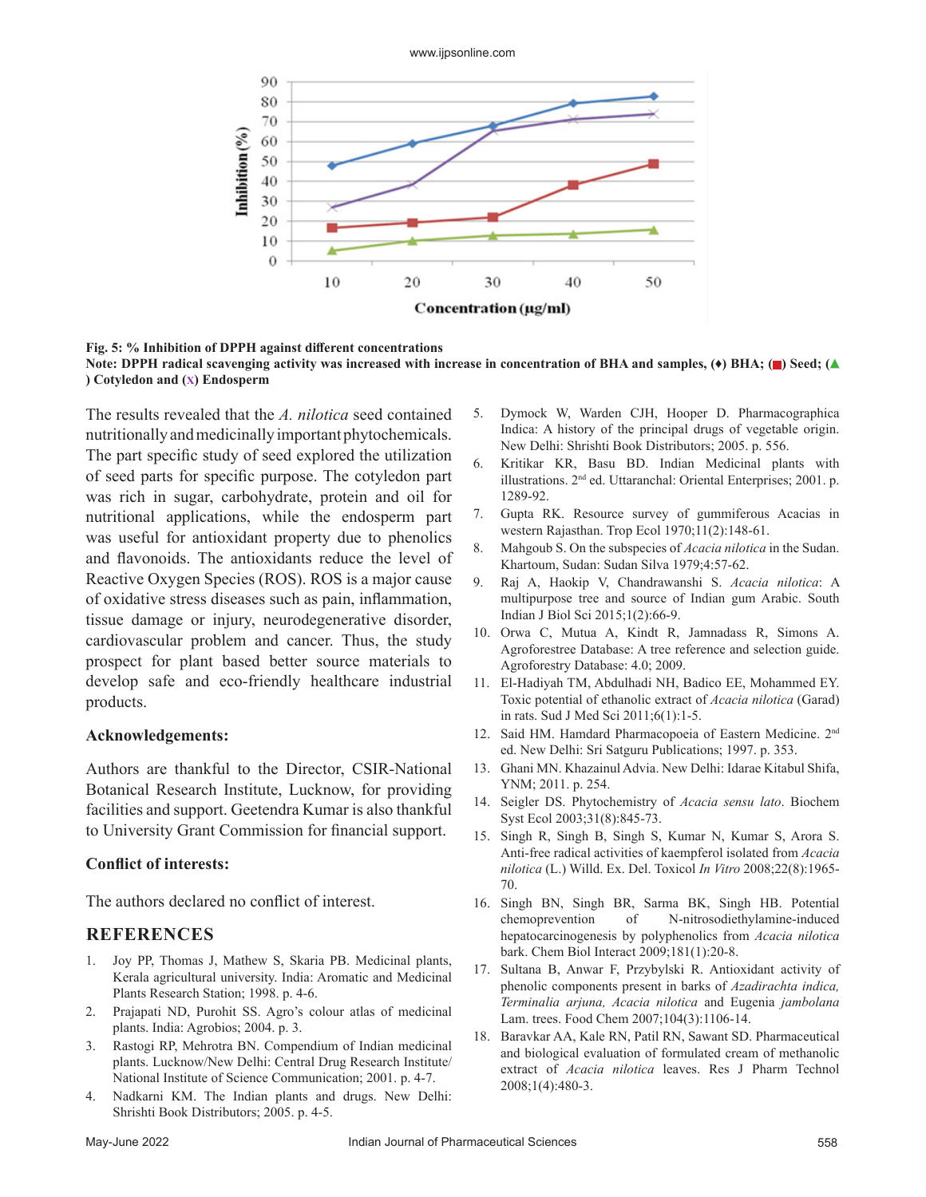Fig. 5: % Inhibition of DPPH against different concentrations

**Note: DPPH radical scavenging activity was increased with increase in concentration of BHA and samples, (♦) BHA; (■) Seed; (▲) Cotyledon and (x) Endosperm**

The results revealed that the *A. nilotica* seed contained nutritionally and medicinally important phytochemicals. The part specific study of seed explored the utilization of seed parts for specific purpose. The cotyledon part was rich in sugar, carbohydrate, protein and oil for nutritional applications, while the endosperm part was useful for antioxidant property due to phenolics and flavonoids. The antioxidants reduce the level of Reactive Oxygen Species (ROS). ROS is a major cause of oxidative stress diseases such as pain, inflammation, tissue damage or injury, neurodegenerative disorder, cardiovascular problem and cancer. Thus, the study prospect for plant based better source materials to develop safe and eco-friendly healthcare industrial products.

### Acknowledgements:

Authors are thankful to the Director, CSIR-National Botanical Research Institute, Lucknow, for providing facilities and support. Geetendra Kumar is also thankful to University Grant Commission for financial support.

### Conflict of interests:

The authors declared no conflict of interest.

## REFERENCES

1. Joy PP, Thomas J, Mathew S, Skaria PB. Medicinal plants, Kerala agricultural university. India: Aromatic and Medicinal Plants Research Station; 1998. p. 4-6.
2. Prajapati ND, Purohit SS. Agro's colour atlas of medicinal plants. India: Agrobios; 2004. p. 3.
3. Rastogi RP, Mehrotra BN. Compendium of Indian medicinal plants. Lucknow/New Delhi: Central Drug Research Institute/ National Institute of Science Communication; 2001. p. 4-7.
4. Nadkarni KM. The Indian plants and drugs. New Delhi: Shrishti Book Distributors; 2005. p. 4-5.
5. Dymock W, Warden CJH, Hooper D. Pharmacographica Indica: A history of the principal drugs of vegetable origin. New Delhi: Shrishti Book Distributors; 2005. p. 556.
6. Kritikar KR, Basu BD. Indian Medicinal plants with illustrations. 2nd ed. Uttaranchal: Oriental Enterprises; 2001. p. 1289-92.
7. Gupta RK. Resource survey of gummiferous Acacias in western Rajasthan. Trop Ecol 1970;11(2):148-61.
8. Mahgoub S. On the subspecies of *Acacia nilotica* in the Sudan. Khartoum, Sudan: Sudan Silva 1979;4:57-62.
9. Raj A, Haokip V, Chandrawanshi S. *Acacia nilotica*: A multipurpose tree and source of Indian gum Arabic. South Indian J Biol Sci 2015;1(2):66-9.
10. Orwa C, Mutua A, Kindt R, Jamnadass R, Simons A. Agroforestree Database: A tree reference and selection guide. Agroforestry Database: 4.0; 2009.
11. El-Hadiyah TM, Abdulhadi NH, Badico EE, Mohammed EY. Toxic potential of ethanolic extract of *Acacia nilotica* (Garad) in rats. Sud J Med Sci 2011;6(1):1-5.
12. Said HM. Hamdard Pharmacopoeia of Eastern Medicine. 2nd ed. New Delhi: Sri Satguru Publications; 1997. p. 353.
13. Ghani MN. Khazainul Advia. New Delhi: Idarae Kitabul Shifa, YNM; 2011. p. 254.
14. Seigler DS. Phytochemistry of *Acacia sensu lato*. Biochem Syst Ecol 2003;31(8):845-73.
15. Singh R, Singh B, Singh S, Kumar N, Kumar S, Arora S. Anti-free radical activities of kaempferol isolated from *Acacia nilotica* (L.) Willd. Ex. Del. Toxicol *In Vitro* 2008;22(8):1965-70.
16. Singh BN, Singh BR, Sarma BK, Singh HB. Potential chemoprevention of N-nitrosodiethylamine-induced hepatocarcinogenesis by polyphenolics from *Acacia nilotica* bark. Chem Biol Interact 2009;181(1):20-8.
17. Sultana B, Anwar F, Przybylski R. Antioxidant activity of phenolic components present in barks of *Azadirachta indica, Terminalia arjuna, Acacia nilotica* and Eugenia *jambolana* Lam. trees. Food Chem 2007;104(3):1106-14.
18. Baravkar AA, Kale RN, Patil RN, Sawant SD. Pharmaceutical and biological evaluation of formulated cream of methanolic extract of *Acacia nilotica* leaves. Res J Pharm Technol 2008;1(4):480-3.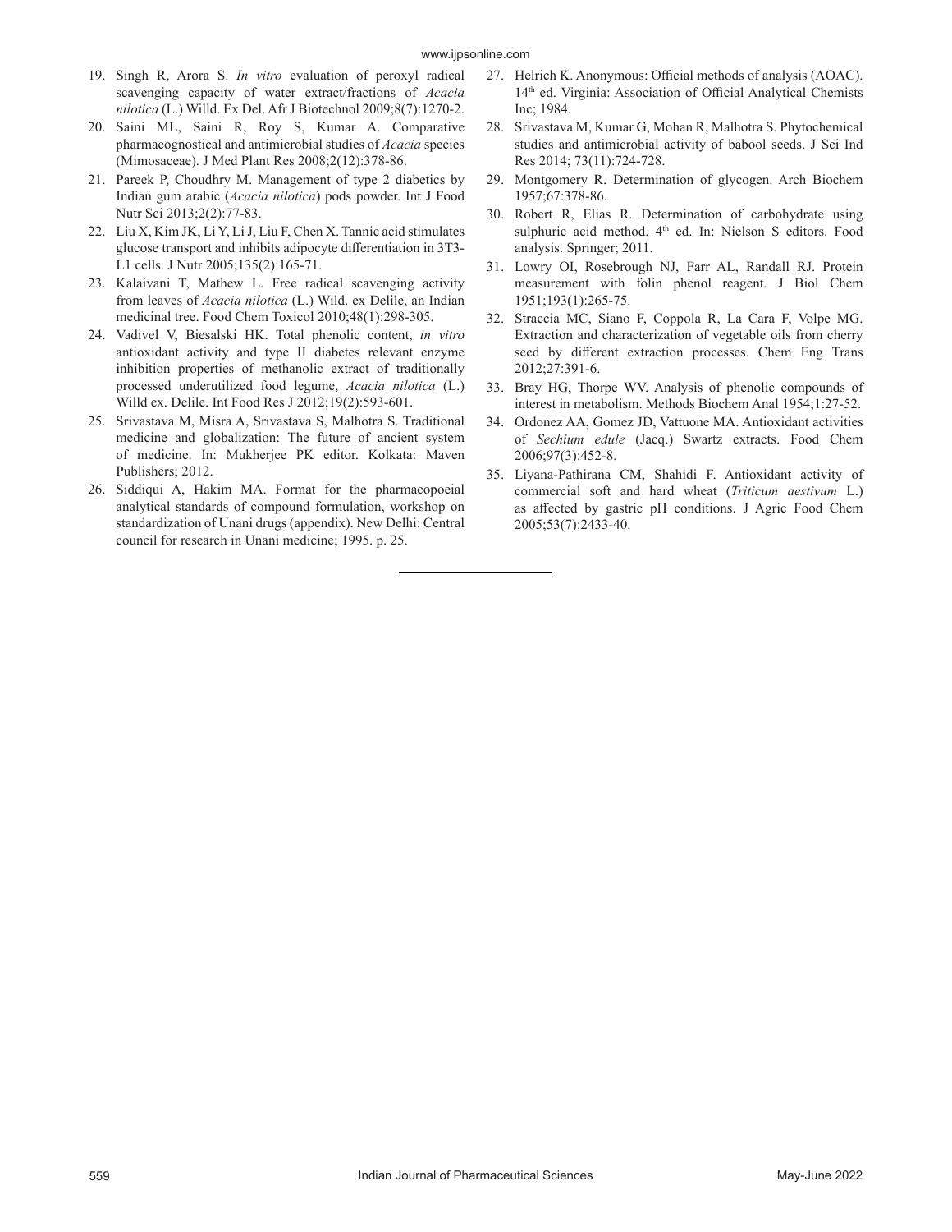19. Singh R, Arora S. *In vitro* evaluation of peroxyl radical scavenging capacity of water extract/fractions of *Acacia nilotica* (L.) Willd. Ex Del. Afr J Biotechnol 2009;8(7):1270-2.
20. Saini ML, Saini R, Roy S, Kumar A. Comparative pharmacognostical and antimicrobial studies of *Acacia* species (Mimosaceae). J Med Plant Res 2008;2(12):378-86.
21. Pareek P, Choudhry M. Management of type 2 diabetics by Indian gum arabic (*Acacia nilotica*) pods powder. Int J Food Nutr Sci 2013;2(2):77-83.
22. Liu X, Kim JK, Li Y, Li J, Liu F, Chen X. Tannic acid stimulates glucose transport and inhibits adipocyte differentiation in 3T3-L1 cells. J Nutr 2005;135(2):165-71.
23. Kalaivani T, Mathew L. Free radical scavenging activity from leaves of *Acacia nilotica* (L.) Wild. ex Delile, an Indian medicinal tree. Food Chem Toxicol 2010;48(1):298-305.
24. Vadivel V, Biesalski HK. Total phenolic content, *in vitro* antioxidant activity and type II diabetes relevant enzyme inhibition properties of methanolic extract of traditionally processed underutilized food legume, *Acacia nilotica* (L.) Willd ex. Delile. Int Food Res J 2012;19(2):593-601.
25. Srivastava M, Misra A, Srivastava S, Malhotra S. Traditional medicine and globalization: The future of ancient system of medicine. In: Mukherjee PK editor. Kolkata: Maven Publishers; 2012.
26. Siddiqui A, Hakim MA. Format for the pharmacopoeial analytical standards of compound formulation, workshop on standardization of Unani drugs (appendix). New Delhi: Central council for research in Unani medicine; 1995. p. 25.
27. Helrich K. Anonymous: Official methods of analysis (AOAC). 14th ed. Virginia: Association of Official Analytical Chemists Inc; 1984.
28. Srivastava M, Kumar G, Mohan R, Malhotra S. Phytochemical studies and antimicrobial activity of babool seeds. J Sci Ind Res 2014; 73(11):724-728.
29. Montgomery R. Determination of glycogen. Arch Biochem 1957;67:378-86.
30. Robert R, Elias R. Determination of carbohydrate using sulphuric acid method. 4th ed. In: Nielson S editors. Food analysis. Springer; 2011.
31. Lowry OI, Rosebrough NJ, Farr AL, Randall RJ. Protein measurement with folin phenol reagent. J Biol Chem 1951;193(1):265-75.
32. Straccia MC, Siano F, Coppola R, La Cara F, Volpe MG. Extraction and characterization of vegetable oils from cherry seed by different extraction processes. Chem Eng Trans 2012;27:391-6.
33. Bray HG, Thorpe WV. Analysis of phenolic compounds of interest in metabolism. Methods Biochem Anal 1954;1:27-52.
34. Ordonez AA, Gomez JD, Vattuone MA. Antioxidant activities of *Sechium edule* (Jacq.) Swartz extracts. Food Chem 2006;97(3):452-8.
35. Liyana-Pathirana CM, Shahidi F. Antioxidant activity of commercial soft and hard wheat (*Triticum aestivum* L.) as affected by gastric pH conditions. J Agric Food Chem 2005;53(7):2433-40.